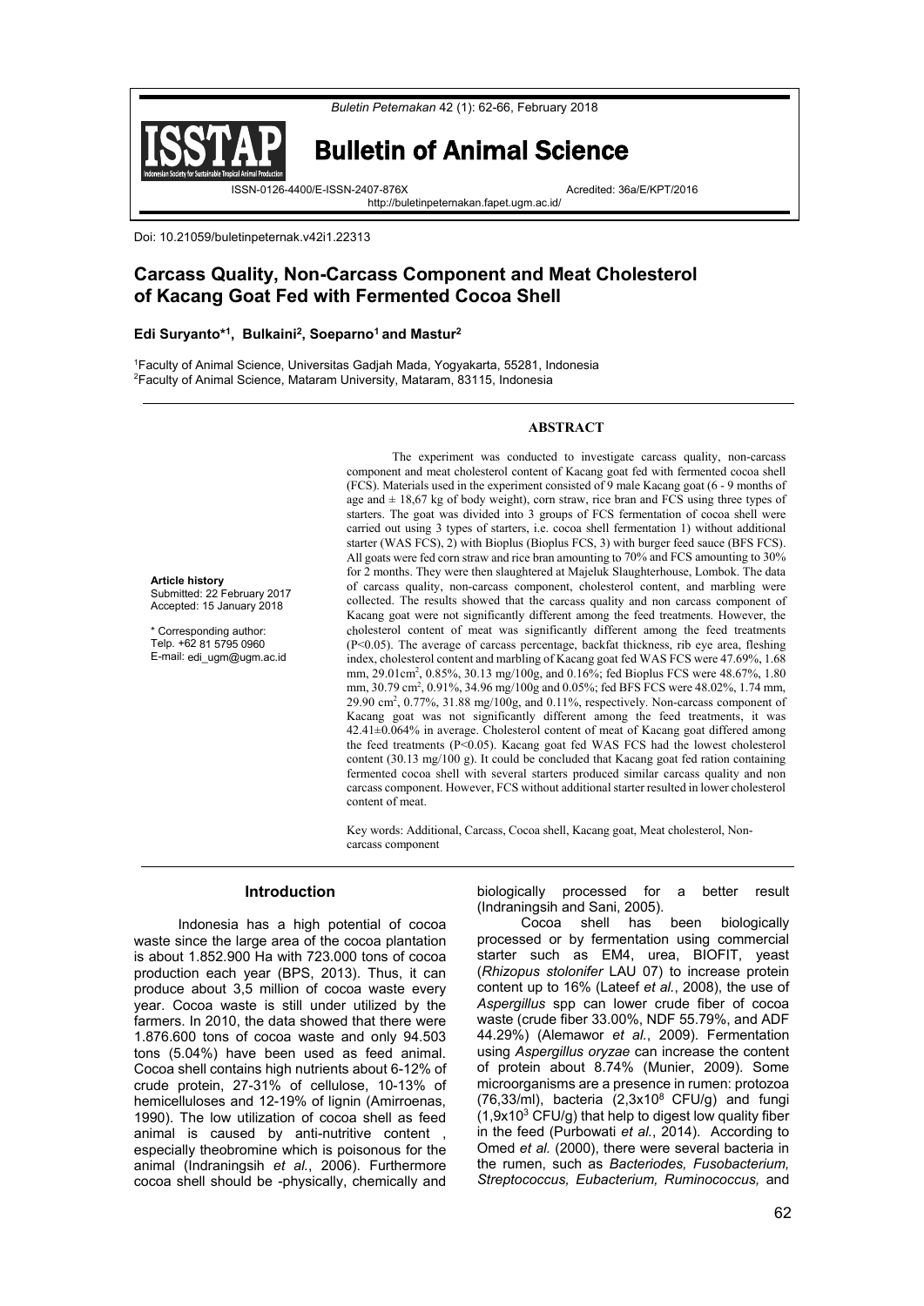Doi: 10.21059/buletinpeternak.v42i1.22313

# Carcass Quality, Non-Carcass Component and Meat Cholesterol of Kacang Goat Fed with Fermented Cocoa Shell

**Edi Suryanto*[1], Bulkaini[2], Soeparno[1] and Mastur[2]**

[1]Faculty of Animal Science, Universitas Gadjah Mada, Yogyakarta, 55281, Indonesia
[2]Faculty of Animal Science, Mataram University, Mataram, 83115, Indonesia

**Article history**
Submitted: 22 February 2017
Accepted: 15 January 2018

\* Corresponding author:
Telp. +62 81 5795 0960
E-mail: edi_ugm@ugm.ac.id

## ABSTRACT

The experiment was conducted to investigate carcass quality, non-carcass component and meat cholesterol content of Kacang goat fed with fermented cocoa shell (FCS). Materials used in the experiment consisted of 9 male Kacang goat (6 - 9 months of age and ± 18,67 kg of body weight), corn straw, rice bran and FCS using three types of starters. The goat was divided into 3 groups of FCS fermentation of cocoa shell were carried out using 3 types of starters, i.e. cocoa shell fermentation 1) without additional starter (WAS FCS), 2) with Bioplus (Bioplus FCS, 3) with burger feed sauce (BFS FCS). All goats were fed corn straw and rice bran amounting to 70% and FCS amounting to 30% for 2 months. They were then slaughtered at Majeluk Slaughterhouse, Lombok. The data of carcass quality, non-carcass component, cholesterol content, and marbling were collected. The results showed that the carcass quality and non carcass component of Kacang goat were not significantly different among the feed treatments. However, the cholesterol content of meat was significantly different among the feed treatments ($P<0.05$). The average of carcass percentage, backfat thickness, rib eye area, fleshing index, cholesterol content and marbling of Kacang goat fed WAS FCS were 47.69%, 1.68 mm, 29.01cm$^2$, 0.85%, 30.13 mg/100g, and 0.16%; fed Bioplus FCS were 48.67%, 1.80 mm, 30.79 cm$^2$, 0.91%, 34.96 mg/100g and 0.05%; fed BFS FCS were 48.02%, 1.74 mm, 29.90 cm$^2$, 0.77%, 31.88 mg/100g, and 0.11%, respectively. Non-carcass component of Kacang goat was not significantly different among the feed treatments, it was 42.41±0.064% in average. Cholesterol content of meat of Kacang goat differed among the feed treatments ($P<0.05$). Kacang goat fed WAS FCS had the lowest cholesterol content (30.13 mg/100 g). It could be concluded that Kacang goat fed ration containing fermented cocoa shell with several starters produced similar carcass quality and non carcass component. However, FCS without additional starter resulted in lower cholesterol content of meat.

Key words: Additional, Carcass, Cocoa shell, Kacang goat, Meat cholesterol, Non-carcass component

## Introduction

Indonesia has a high potential of cocoa waste since the large area of the cocoa plantation is about 1.852.900 Ha with 723.000 tons of cocoa production each year (BPS, 2013). Thus, it can produce about 3,5 million of cocoa waste every year. Cocoa waste is still under utilized by the farmers. In 2010, the data showed that there were 1.876.600 tons of cocoa waste and only 94.503 tons (5.04%) have been used as feed animal. Cocoa shell contains high nutrients about 6-12% of crude protein, 27-31% of cellulose, 10-13% of hemicelluloses and 12-19% of lignin (Amirroenas, 1990). The low utilization of cocoa shell as feed animal is caused by anti-nutritive content , especially theobromine which is poisonous for the animal (Indraningsih *et al.*, 2006). Furthermore cocoa shell should be -physically, chemically and biologically processed for a better result (Indraningsih and Sani, 2005).

Cocoa shell has been biologically processed or by fermentation using commercial starter such as EM4, urea, BIOFIT, yeast (*Rhizopus stolonifer* LAU 07) to increase protein content up to 16% (Lateef *et al.*, 2008), the use of *Aspergillus* spp can lower crude fiber of cocoa waste (crude fiber 33.00%, NDF 55.79%, and ADF 44.29%) (Alemawor *et al.*, 2009). Fermentation using *Aspergillus oryzae* can increase the content of protein about 8.74% (Munier, 2009). Some microorganisms are a presence in rumen: protozoa (76,33/ml), bacteria (2,3x10$^8$ CFU/g) and fungi (1,9x10$^3$ CFU/g) that help to digest low quality fiber in the feed (Purbowati *et al.*, 2014). According to Omed *et al.* (2000), there were several bacteria in the rumen, such as *Bacteriodes, Fusobacterium, Streptococcus, Eubacterium, Ruminococcus,* and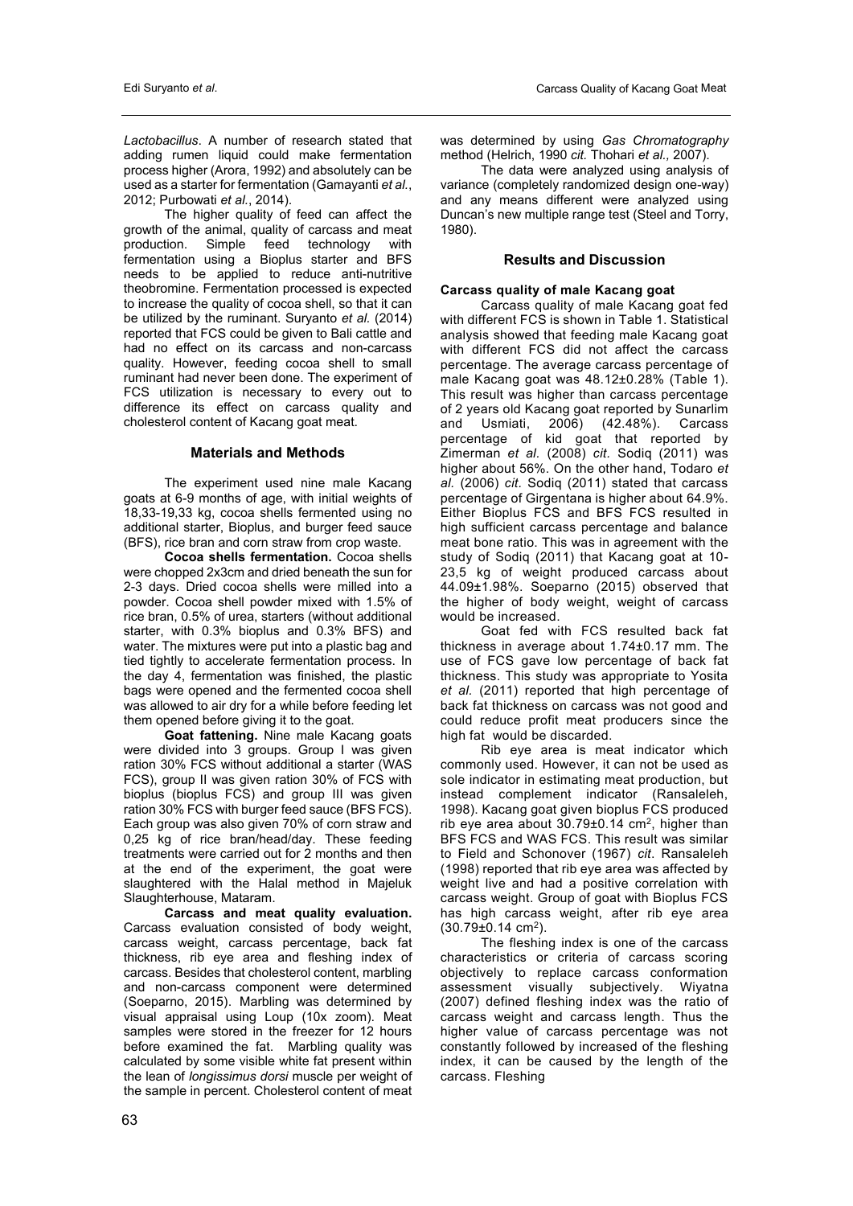*Lactobacillus*. A number of research stated that adding rumen liquid could make fermentation process higher (Arora, 1992) and absolutely can be used as a starter for fermentation (Gamayanti *et al.*, 2012; Purbowati *et al.*, 2014).

The higher quality of feed can affect the growth of the animal, quality of carcass and meat production. Simple feed technology with fermentation using a Bioplus starter and BFS needs to be applied to reduce anti-nutritive theobromine. Fermentation processed is expected to increase the quality of cocoa shell, so that it can be utilized by the ruminant. Suryanto *et al.* (2014) reported that FCS could be given to Bali cattle and had no effect on its carcass and non-carcass quality. However, feeding cocoa shell to small ruminant had never been done. The experiment of FCS utilization is necessary to every out to difference its effect on carcass quality and cholesterol content of Kacang goat meat.

## Materials and Methods

The experiment used nine male Kacang goats at 6-9 months of age, with initial weights of 18,33-19,33 kg, cocoa shells fermented using no additional starter, Bioplus, and burger feed sauce (BFS), rice bran and corn straw from crop waste.

**Cocoa shells fermentation.** Cocoa shells were chopped 2x3cm and dried beneath the sun for 2-3 days. Dried cocoa shells were milled into a powder. Cocoa shell powder mixed with 1.5% of rice bran, 0.5% of urea, starters (without additional starter, with 0.3% bioplus and 0.3% BFS) and water. The mixtures were put into a plastic bag and tied tightly to accelerate fermentation process. In the day 4, fermentation was finished, the plastic bags were opened and the fermented cocoa shell was allowed to air dry for a while before feeding let them opened before giving it to the goat.

**Goat fattening.** Nine male Kacang goats were divided into 3 groups. Group I was given ration 30% FCS without additional a starter (WAS FCS), group II was given ration 30% of FCS with bioplus (bioplus FCS) and group III was given ration 30% FCS with burger feed sauce (BFS FCS). Each group was also given 70% of corn straw and 0,25 kg of rice bran/head/day. These feeding treatments were carried out for 2 months and then at the end of the experiment, the goat were slaughtered with the Halal method in Majeluk Slaughterhouse, Mataram.

**Carcass and meat quality evaluation.** Carcass evaluation consisted of body weight, carcass weight, carcass percentage, back fat thickness, rib eye area and fleshing index of carcass. Besides that cholesterol content, marbling and non-carcass component were determined (Soeparno, 2015). Marbling was determined by visual appraisal using Loup (10x zoom). Meat samples were stored in the freezer for 12 hours before examined the fat. Marbling quality was calculated by some visible white fat present within the lean of *longissimus dorsi* muscle per weight of the sample in percent. Cholesterol content of meat was determined by using *Gas Chromatography* method (Helrich, 1990 *cit.* Thohari *et al.,* 2007).

The data were analyzed using analysis of variance (completely randomized design one-way) and any means different were analyzed using Duncan's new multiple range test (Steel and Torry, 1980).

## Results and Discussion

### Carcass quality of male Kacang goat

Carcass quality of male Kacang goat fed with different FCS is shown in Table 1. Statistical analysis showed that feeding male Kacang goat with different FCS did not affect the carcass percentage. The average carcass percentage of male Kacang goat was 48.12±0.28% (Table 1). This result was higher than carcass percentage of 2 years old Kacang goat reported by Sunarlim and Usmiati, 2006) (42.48%). Carcass percentage of kid goat that reported by Zimerman *et al.* (2008) *cit.* Sodiq (2011) was higher about 56%. On the other hand, Todaro *et al.* (2006) *cit.* Sodiq (2011) stated that carcass percentage of Girgentana is higher about 64.9%. Either Bioplus FCS and BFS FCS resulted in high sufficient carcass percentage and balance meat bone ratio. This was in agreement with the study of Sodiq (2011) that Kacang goat at 10-23,5 kg of weight produced carcass about 44.09±1.98%. Soeparno (2015) observed that the higher of body weight, weight of carcass would be increased.

Goat fed with FCS resulted back fat thickness in average about 1.74±0.17 mm. The use of FCS gave low percentage of back fat thickness. This study was appropriate to Yosita *et al.* (2011) reported that high percentage of back fat thickness on carcass was not good and could reduce profit meat producers since the high fat would be discarded.

Rib eye area is meat indicator which commonly used. However, it can not be used as sole indicator in estimating meat production, but instead complement indicator (Ransaleleh, 1998). Kacang goat given bioplus FCS produced rib eye area about 30.79±0.14 $cm^2$, higher than BFS FCS and WAS FCS. This result was similar to Field and Schonover (1967) *cit*. Ransaleleh (1998) reported that rib eye area was affected by weight live and had a positive correlation with carcass weight. Group of goat with Bioplus FCS has high carcass weight, after rib eye area (30.79±0.14 $cm^2$).

The fleshing index is one of the carcass characteristics or criteria of carcass scoring objectively to replace carcass conformation assessment visually subjectively. Wiyatna (2007) defined fleshing index was the ratio of carcass weight and carcass length. Thus the higher value of carcass percentage was not constantly followed by increased of the fleshing index, it can be caused by the length of the carcass. Fleshing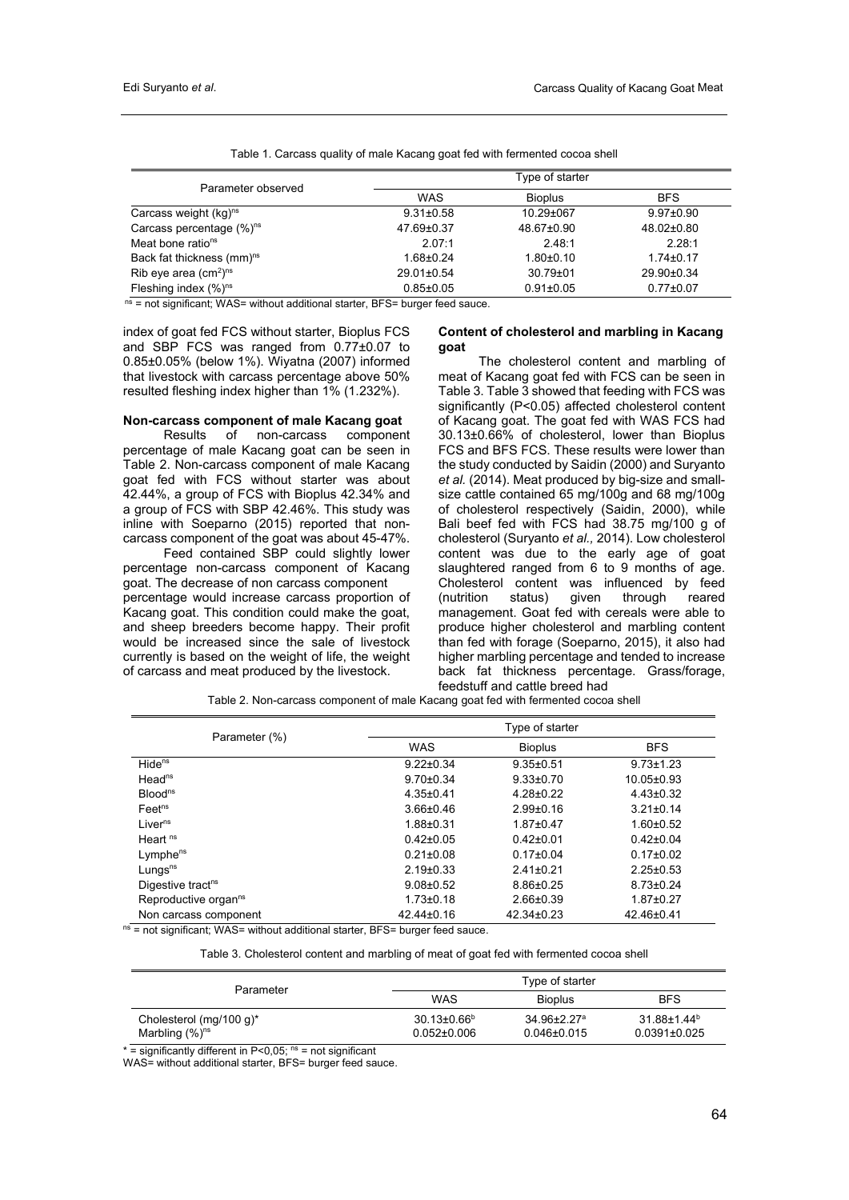Table 1. Carcass quality of male Kacang goat fed with fermented cocoa shell

| Parameter observed | Type of starter | | |
|---|---|---|---|
| | WAS | Bioplus | BFS |
| Carcass weight (kg)[ns] | 9.31±0.58 | 10.29±067 | 9.97±0.90 |
| Carcass percentage (%)[ns] | 47.69±0.37 | 48.67±0.90 | 48.02±0.80 |
| Meat bone ratio[ns] | 2.07:1 | 2.48:1 | 2.28:1 |
| Back fat thickness (mm)[ns] | 1.68±0.24 | 1.80±0.10 | 1.74±0.17 |
| Rib eye area ($cm^2$)[ns] | 29.01±0.54 | 30.79±01 | 29.90±0.34 |
| Fleshing index (%)[ns] | 0.85±0.05 | 0.91±0.05 | 0.77±0.07 |

[ns] = not significant; WAS= without additional starter, BFS= burger feed sauce.

index of goat fed FCS without starter, Bioplus FCS and SBP FCS was ranged from 0.77±0.07 to 0.85±0.05% (below 1%). Wiyatna (2007) informed that livestock with carcass percentage above 50% resulted fleshing index higher than 1% (1.232%).

**Non-carcass component of male Kacang goat**

Results of non-carcass component percentage of male Kacang goat can be seen in Table 2. Non-carcass component of male Kacang goat fed with FCS without starter was about 42.44%, a group of FCS with Bioplus 42.34% and a group of FCS with SBP 42.46%. This study was inline with Soeparno (2015) reported that non-carcass component of the goat was about 45-47%.

Feed contained SBP could slightly lower percentage non-carcass component of Kacang goat. The decrease of non carcass component percentage would increase carcass proportion of Kacang goat. This condition could make the goat, and sheep breeders become happy. Their profit would be increased since the sale of livestock currently is based on the weight of life, the weight of carcass and meat produced by the livestock.

**Content of cholesterol and marbling in Kacang goat**

The cholesterol content and marbling of meat of Kacang goat fed with FCS can be seen in Table 3. Table 3 showed that feeding with FCS was significantly ($P<0.05$) affected cholesterol content of Kacang goat. The goat fed with WAS FCS had 30.13±0.66% of cholesterol, lower than Bioplus FCS and BFS FCS. These results were lower than the study conducted by Saidin (2000) and Suryanto *et al.* (2014). Meat produced by big-size and small-size cattle contained 65 mg/100g and 68 mg/100g of cholesterol respectively (Saidin, 2000), while Bali beef fed with FCS had 38.75 mg/100 g of cholesterol (Suryanto *et al.,* 2014). Low cholesterol content was due to the early age of goat slaughtered ranged from 6 to 9 months of age. Cholesterol content was influenced by feed (nutrition status) given through reared management. Goat fed with cereals were able to produce higher cholesterol and marbling content than fed with forage (Soeparno, 2015), it also had higher marbling percentage and tended to increase back fat thickness percentage. Grass/forage, feedstuff and cattle breed had

Table 2. Non-carcass component of male Kacang goat fed with fermented cocoa shell

| Parameter (%) | Type of starter | | |
|---|---|---|---|
| | WAS | Bioplus | BFS |
| Hide[ns] | 9.22±0.34 | 9.35±0.51 | 9.73±1.23 |
| Head[ns] | 9.70±0.34 | 9.33±0.70 | 10.05±0.93 |
| Blood[ns] | 4.35±0.41 | 4.28±0.22 | 4.43±0.32 |
| Feet[ns] | 3.66±0.46 | 2.99±0.16 | 3.21±0.14 |
| Liver[ns] | 1.88±0.31 | 1.87±0.47 | 1.60±0.52 |
| Heart [ns] | 0.42±0.05 | 0.42±0.01 | 0.42±0.04 |
| Lymphe[ns] | 0.21±0.08 | 0.17±0.04 | 0.17±0.02 |
| Lungs[ns] | 2.19±0.33 | 2.41±0.21 | 2.25±0.53 |
| Digestive tract[ns] | 9.08±0.52 | 8.86±0.25 | 8.73±0.24 |
| Reproductive organ[ns] | 1.73±0.18 | 2.66±0.39 | 1.87±0.27 |
| Non carcass component | 42.44±0.16 | 42.34±0.23 | 42.46±0.41 |

[ns] = not significant; WAS= without additional starter, BFS= burger feed sauce.

Table 3. Cholesterol content and marbling of meat of goat fed with fermented cocoa shell

| Parameter | Type of starter | | |
|---|---|---|---|
| | WAS | Bioplus | BFS |
| Cholesterol (mg/100 g)* | 30.13±0.66[b] | 34.96±2.27[a] | 31.88±1.44[b] |
| Marbling (%)[ns] | 0.052±0.006 | 0.046±0.015 | 0.0391±0.025 |

\* = significantly different in P<0,05; [ns] = not significant

WAS= without additional starter, BFS= burger feed sauce.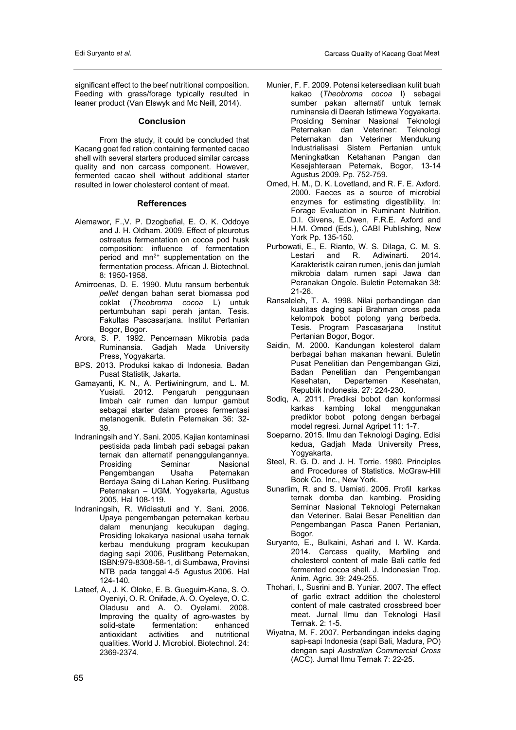significant effect to the beef nutritional composition. Feeding with grass/forage typically resulted in leaner product (Van Elswyk and Mc Neill, 2014).

## Conclusion

From the study, it could be concluded that Kacang goat fed ration containing fermented cacao shell with several starters produced similar carcass quality and non carcass component. However, fermented cacao shell without additional starter resulted in lower cholesterol content of meat.

## Refferences

Alemawor, F.,V. P. Dzogbefial, E. O. K. Oddoye and J. H. Oldham. 2009. Effect of pleurotus ostreatus fermentation on cocoa pod husk composition: influence of fermentation period and $mn^{2+}$ supplementation on the fermentation process. African J. Biotechnol. 8: 1950-1958.

Amirroenas, D. E. 1990. Mutu ransum berbentuk *pellet* dengan bahan serat biomassa pod coklat (*Theobroma cocoa* L) untuk pertumbuhan sapi perah jantan. Tesis. Fakultas Pascasarjana. Institut Pertanian Bogor, Bogor.

Arora, S. P. 1992. Pencernaan Mikrobia pada Ruminansia. Gadjah Mada University Press, Yogyakarta.

BPS. 2013. Produksi kakao di Indonesia. Badan Pusat Statistik, Jakarta.

Gamayanti, K. N., A. Pertiwiningrum, and L. M. Yusiati. 2012. Pengaruh penggunaan limbah cair rumen dan lumpur gambut sebagai starter dalam proses fermentasi metanogenik. Buletin Peternakan 36: 32-39.

Indraningsih and Y. Sani. 2005. Kajian kontaminasi pestisida pada limbah padi sebagai pakan ternak dan alternatif penanggulangannya. Prosiding Seminar Nasional Pengembangan Usaha Peternakan Berdaya Saing di Lahan Kering. Puslitbang Peternakan – UGM. Yogyakarta, Agustus 2005, Hal 108-119.

Indraningsih, R. Widiastuti and Y. Sani. 2006. Upaya pengembangan peternakan kerbau dalam menunjang kecukupan daging. Prosiding lokakarya nasional usaha ternak kerbau mendukung program kecukupan daging sapi 2006, Puslitbang Peternakan, ISBN:979-8308-58-1, di Sumbawa, Provinsi NTB pada tanggal 4-5 Agustus 2006. Hal 124-140.

Lateef, A., J. K. Oloke, E. B. Gueguim-Kana, S. O. Oyeniyi, O. R. Onifade, A. O. Oyeleye, O. C. Oladusu and A. O. Oyelami. 2008. Improving the quality of agro-wastes by solid-state fermentation: enhanced antioxidant activities and nutritional qualities. World J. Microbiol. Biotechnol. 24: 2369-2374.

Munier, F. F. 2009. Potensi ketersediaan kulit buah kakao (*Theobroma cocoa* l) sebagai sumber pakan alternatif untuk ternak ruminansia di Daerah Istimewa Yogyakarta. Prosiding Seminar Nasional Teknologi Peternakan dan Veteriner: Teknologi Peternakan dan Veteriner Mendukung Industrialisasi Sistem Pertanian untuk Meningkatkan Ketahanan Pangan dan Kesejahteraan Peternak, Bogor, 13-14 Agustus 2009. Pp. 752-759.

Omed, H. M., D. K. Lovetland, and R. F. E. Axford. 2000. Faeces as a source of microbial enzymes for estimating digestibility. In: Forage Evaluation in Ruminant Nutrition. D.I. Givens, E.Owen, F.R.E. Axford and H.M. Omed (Eds.), CABI Publishing, New York Pp. 135-150.

Purbowati, E., E. Rianto, W. S. Dilaga, C. M. S. Lestari and R. Adiwinarti. 2014. Karakteristik cairan rumen, jenis dan jumlah mikrobia dalam rumen sapi Jawa dan Peranakan Ongole. Buletin Peternakan 38: 21-26.

Ransaleleh, T. A. 1998. Nilai perbandingan dan kualitas daging sapi Brahman cross pada kelompok bobot potong yang berbeda. Tesis. Program Pascasarjana Institut Pertanian Bogor, Bogor.

Saidin, M. 2000. Kandungan kolesterol dalam berbagai bahan makanan hewani. Buletin Pusat Penelitian dan Pengembangan Gizi, Badan Penelitian dan Pengembangan Kesehatan, Departemen Kesehatan, Republik Indonesia. 27: 224-230.

Sodiq, A. 2011. Prediksi bobot dan konformasi karkas kambing lokal menggunakan prediktor bobot potong dengan berbagai model regresi. Jurnal Agripet 11: 1-7.

Soeparno. 2015. Ilmu dan Teknologi Daging. Edisi kedua, Gadjah Mada University Press, Yogyakarta.

Steel, R. G. D. and J. H. Torrie. 1980. Principles and Procedures of Statistics. McGraw-Hill Book Co. Inc., New York.

Sunarlim, R. and S. Usmiati. 2006. Profil karkas ternak domba dan kambing. Prosiding Seminar Nasional Teknologi Peternakan dan Veteriner. Balai Besar Penelitian dan Pengembangan Pasca Panen Pertanian, Bogor.

Suryanto, E., Bulkaini, Ashari and I. W. Karda. 2014. Carcass quality, Marbling and cholesterol content of male Bali cattle fed fermented cocoa shell. J. Indonesian Trop. Anim. Agric. 39: 249-255.

Thohari, I., Susrini and B. Yuniar. 2007. The effect of garlic extract addition the cholesterol content of male castrated crossbreed boer meat. Jurnal Ilmu dan Teknologi Hasil Ternak. 2: 1-5.

Wiyatna, M. F. 2007. Perbandingan indeks daging sapi-sapi Indonesia (sapi Bali, Madura, PO) dengan sapi *Australian Commercial Cross* (ACC). Jurnal Ilmu Ternak 7: 22-25.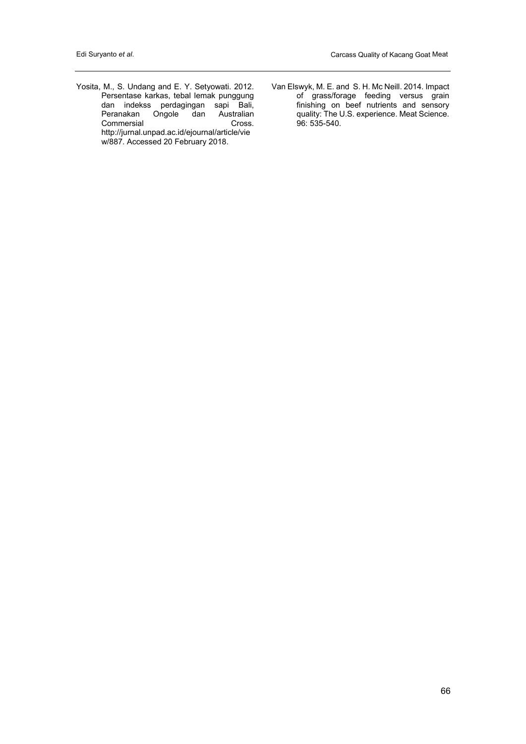Yosita, M., S. Undang and E. Y. Setyowati. 2012. Persentase karkas, tebal lemak punggung dan indekss perdagingan sapi Bali, Peranakan Ongole dan Australian Commersial Cross. http://jurnal.unpad.ac.id/ejournal/article/view/887. Accessed 20 February 2018.

Van Elswyk, M. E. and S. H. Mc Neill. 2014. Impact of grass/forage feeding versus grain finishing on beef nutrients and sensory quality: The U.S. experience. Meat Science. 96: 535-540.